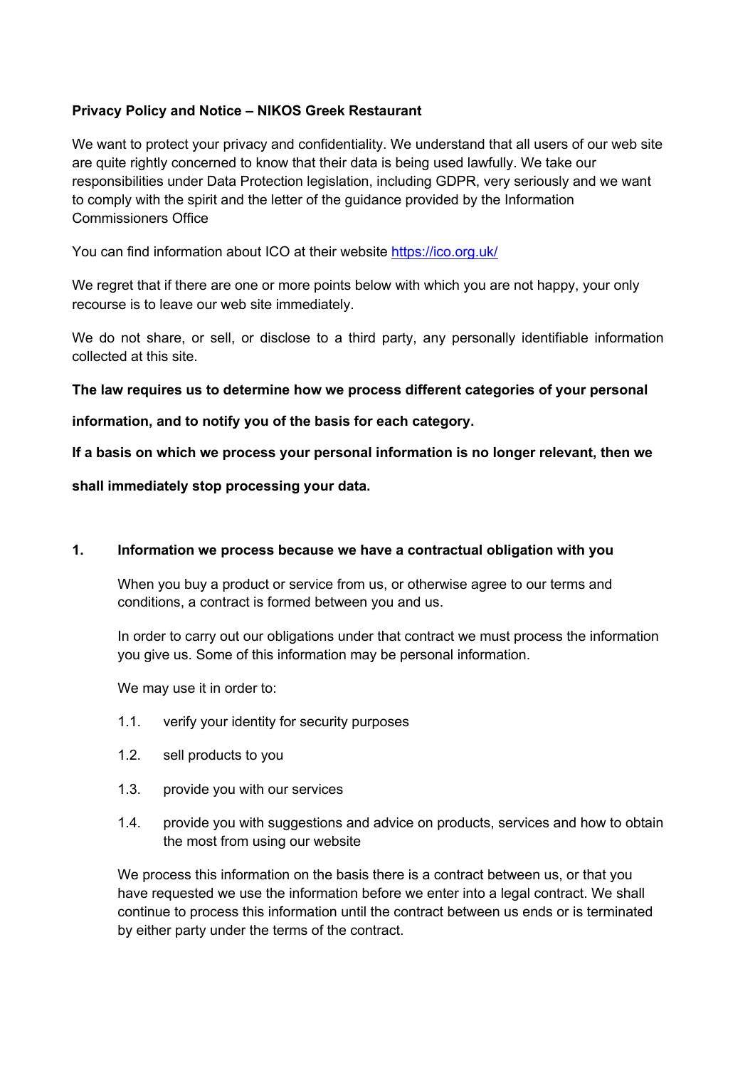**Privacy Policy and Notice – NIKOS Greek Restaurant**

We want to protect your privacy and confidentiality. We understand that all users of our web site are quite rightly concerned to know that their data is being used lawfully. We take our responsibilities under Data Protection legislation, including GDPR, very seriously and we want to comply with the spirit and the letter of the guidance provided by the Information Commissioners Office

You can find information about ICO at their website [https://ico.org.uk/](https://ico.org.uk/)

We regret that if there are one or more points below with which you are not happy, your only recourse is to leave our web site immediately.

We do not share, or sell, or disclose to a third party, any personally identifiable information collected at this site.

**The law requires us to determine how we process different categories of your personal information, and to notify you of the basis for each category.**

**If a basis on which we process your personal information is no longer relevant, then we shall immediately stop processing your data.**

## 1. Information we process because we have a contractual obligation with you

When you buy a product or service from us, or otherwise agree to our terms and conditions, a contract is formed between you and us.

In order to carry out our obligations under that contract we must process the information you give us. Some of this information may be personal information.

We may use it in order to:

1.1. verify your identity for security purposes

1.2. sell products to you

1.3. provide you with our services

1.4. provide you with suggestions and advice on products, services and how to obtain the most from using our website

We process this information on the basis there is a contract between us, or that you have requested we use the information before we enter into a legal contract. We shall continue to process this information until the contract between us ends or is terminated by either party under the terms of the contract.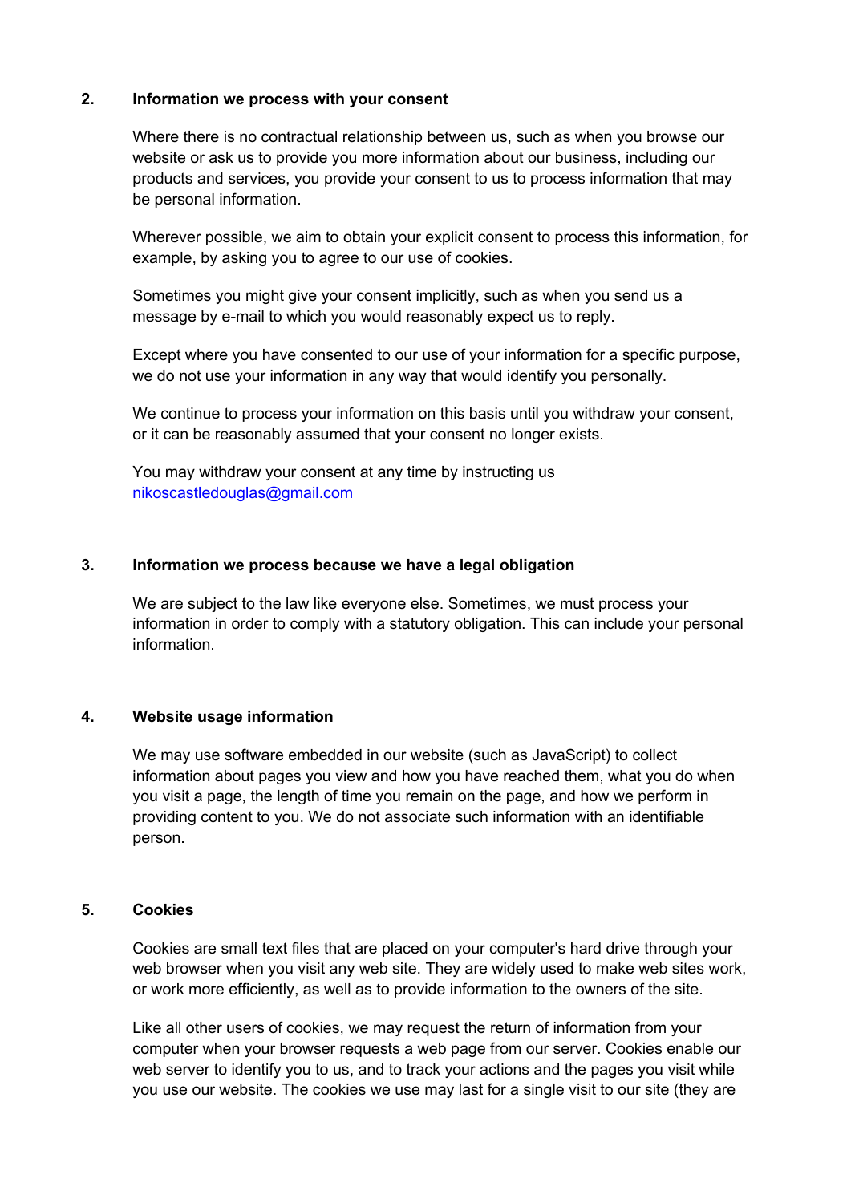## 2. Information we process with your consent

Where there is no contractual relationship between us, such as when you browse our website or ask us to provide you more information about our business, including our products and services, you provide your consent to us to process information that may be personal information.

Wherever possible, we aim to obtain your explicit consent to process this information, for example, by asking you to agree to our use of cookies.

Sometimes you might give your consent implicitly, such as when you send us a message by e-mail to which you would reasonably expect us to reply.

Except where you have consented to our use of your information for a specific purpose, we do not use your information in any way that would identify you personally.

We continue to process your information on this basis until you withdraw your consent, or it can be reasonably assumed that your consent no longer exists.

You may withdraw your consent at any time by instructing us nikoscastledouglas@gmail.com

## 3. Information we process because we have a legal obligation

We are subject to the law like everyone else. Sometimes, we must process your information in order to comply with a statutory obligation. This can include your personal information.

## 4. Website usage information

We may use software embedded in our website (such as JavaScript) to collect information about pages you view and how you have reached them, what you do when you visit a page, the length of time you remain on the page, and how we perform in providing content to you. We do not associate such information with an identifiable person.

## 5. Cookies

Cookies are small text files that are placed on your computer's hard drive through your web browser when you visit any web site. They are widely used to make web sites work, or work more efficiently, as well as to provide information to the owners of the site.

Like all other users of cookies, we may request the return of information from your computer when your browser requests a web page from our server. Cookies enable our web server to identify you to us, and to track your actions and the pages you visit while you use our website. The cookies we use may last for a single visit to our site (they are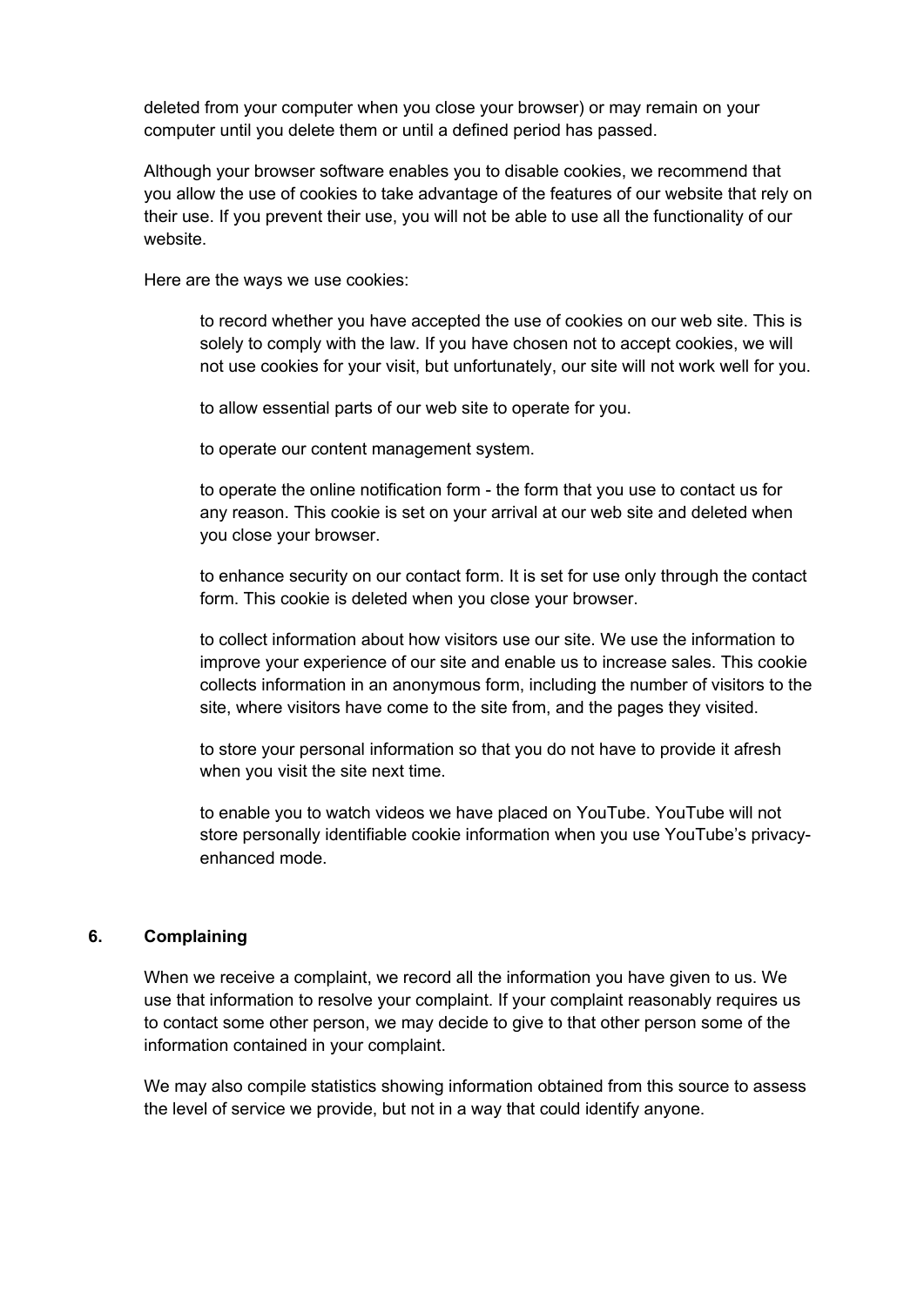deleted from your computer when you close your browser) or may remain on your computer until you delete them or until a defined period has passed.

Although your browser software enables you to disable cookies, we recommend that you allow the use of cookies to take advantage of the features of our website that rely on their use. If you prevent their use, you will not be able to use all the functionality of our website.

Here are the ways we use cookies:

> to record whether you have accepted the use of cookies on our web site. This is solely to comply with the law. If you have chosen not to accept cookies, we will not use cookies for your visit, but unfortunately, our site will not work well for you.
>
> to allow essential parts of our web site to operate for you.
>
> to operate our content management system.
>
> to operate the online notification form - the form that you use to contact us for any reason. This cookie is set on your arrival at our web site and deleted when you close your browser.
>
> to enhance security on our contact form. It is set for use only through the contact form. This cookie is deleted when you close your browser.
>
> to collect information about how visitors use our site. We use the information to improve your experience of our site and enable us to increase sales. This cookie collects information in an anonymous form, including the number of visitors to the site, where visitors have come to the site from, and the pages they visited.
>
> to store your personal information so that you do not have to provide it afresh when you visit the site next time.
>
> to enable you to watch videos we have placed on YouTube. YouTube will not store personally identifiable cookie information when you use YouTube's privacy-enhanced mode.

## 6. Complaining

When we receive a complaint, we record all the information you have given to us. We use that information to resolve your complaint. If your complaint reasonably requires us to contact some other person, we may decide to give to that other person some of the information contained in your complaint.

We may also compile statistics showing information obtained from this source to assess the level of service we provide, but not in a way that could identify anyone.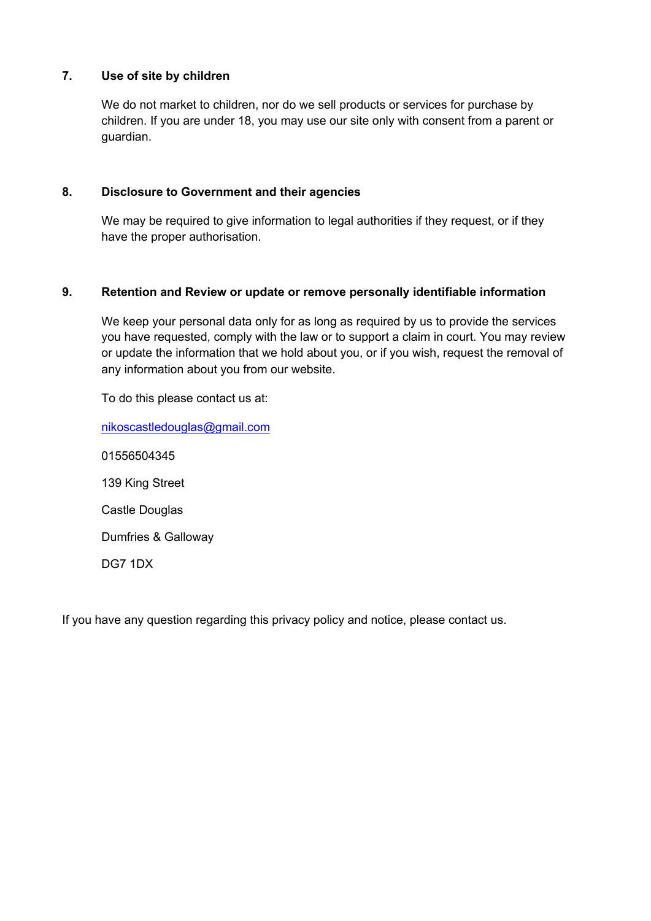## 7. Use of site by children

We do not market to children, nor do we sell products or services for purchase by children. If you are under 18, you may use our site only with consent from a parent or guardian.

## 8. Disclosure to Government and their agencies

We may be required to give information to legal authorities if they request, or if they have the proper authorisation.

## 9. Retention and Review or update or remove personally identifiable information

We keep your personal data only for as long as required by us to provide the services you have requested, comply with the law or to support a claim in court. You may review or update the information that we hold about you, or if you wish, request the removal of any information about you from our website.

To do this please contact us at:

nikoscastledouglas@gmail.com

01556504345

139 King Street

Castle Douglas

Dumfries & Galloway

DG7 1DX

If you have any question regarding this privacy policy and notice, please contact us.